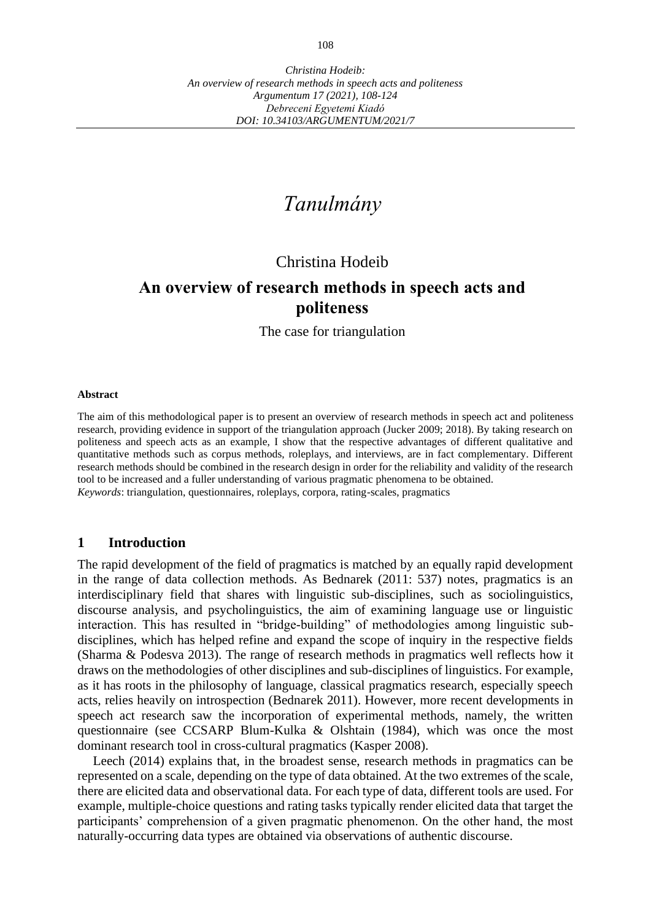# *Tanulmány*

Christina Hodeib

## An overview of research methods in speech acts and politeness

The case for triangulation

**Abstract**

The aim of this methodological paper is to present an overview of research methods in speech act and politeness research, providing evidence in support of the triangulation approach (Jucker 2009; 2018). By taking research on politeness and speech acts as an example, I show that the respective advantages of different qualitative and quantitative methods such as corpus methods, roleplays, and interviews, are in fact complementary. Different research methods should be combined in the research design in order for the reliability and validity of the research tool to be increased and a fuller understanding of various pragmatic phenomena to be obtained.
*Keywords*: triangulation, questionnaires, roleplays, corpora, rating-scales, pragmatics

## 1 Introduction

The rapid development of the field of pragmatics is matched by an equally rapid development in the range of data collection methods. As Bednarek (2011: 537) notes, pragmatics is an interdisciplinary field that shares with linguistic sub-disciplines, such as sociolinguistics, discourse analysis, and psycholinguistics, the aim of examining language use or linguistic interaction. This has resulted in "bridge-building" of methodologies among linguistic sub-disciplines, which has helped refine and expand the scope of inquiry in the respective fields (Sharma & Podesva 2013). The range of research methods in pragmatics well reflects how it draws on the methodologies of other disciplines and sub-disciplines of linguistics. For example, as it has roots in the philosophy of language, classical pragmatics research, especially speech acts, relies heavily on introspection (Bednarek 2011). However, more recent developments in speech act research saw the incorporation of experimental methods, namely, the written questionnaire (see CCSARP Blum-Kulka & Olshtain (1984), which was once the most dominant research tool in cross-cultural pragmatics (Kasper 2008).

Leech (2014) explains that, in the broadest sense, research methods in pragmatics can be represented on a scale, depending on the type of data obtained. At the two extremes of the scale, there are elicited data and observational data. For each type of data, different tools are used. For example, multiple-choice questions and rating tasks typically render elicited data that target the participants' comprehension of a given pragmatic phenomenon. On the other hand, the most naturally-occurring data types are obtained via observations of authentic discourse.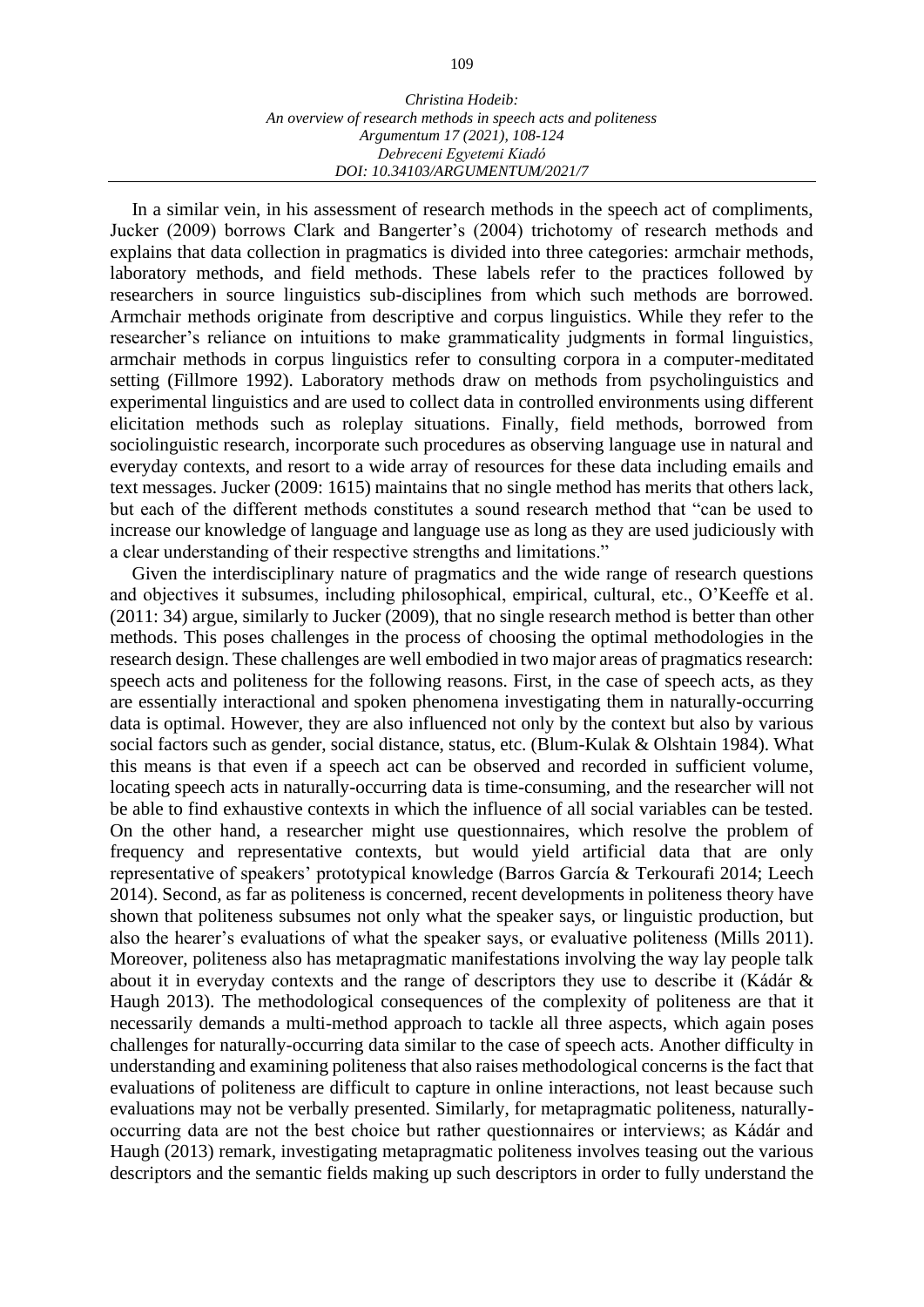In a similar vein, in his assessment of research methods in the speech act of compliments, Jucker (2009) borrows Clark and Bangerter's (2004) trichotomy of research methods and explains that data collection in pragmatics is divided into three categories: armchair methods, laboratory methods, and field methods. These labels refer to the practices followed by researchers in source linguistics sub-disciplines from which such methods are borrowed. Armchair methods originate from descriptive and corpus linguistics. While they refer to the researcher's reliance on intuitions to make grammaticality judgments in formal linguistics, armchair methods in corpus linguistics refer to consulting corpora in a computer-meditated setting (Fillmore 1992). Laboratory methods draw on methods from psycholinguistics and experimental linguistics and are used to collect data in controlled environments using different elicitation methods such as roleplay situations. Finally, field methods, borrowed from sociolinguistic research, incorporate such procedures as observing language use in natural and everyday contexts, and resort to a wide array of resources for these data including emails and text messages. Jucker (2009: 1615) maintains that no single method has merits that others lack, but each of the different methods constitutes a sound research method that "can be used to increase our knowledge of language and language use as long as they are used judiciously with a clear understanding of their respective strengths and limitations."

Given the interdisciplinary nature of pragmatics and the wide range of research questions and objectives it subsumes, including philosophical, empirical, cultural, etc., O'Keeffe et al. (2011: 34) argue, similarly to Jucker (2009), that no single research method is better than other methods. This poses challenges in the process of choosing the optimal methodologies in the research design. These challenges are well embodied in two major areas of pragmatics research: speech acts and politeness for the following reasons. First, in the case of speech acts, as they are essentially interactional and spoken phenomena investigating them in naturally-occurring data is optimal. However, they are also influenced not only by the context but also by various social factors such as gender, social distance, status, etc. (Blum-Kulak & Olshtain 1984). What this means is that even if a speech act can be observed and recorded in sufficient volume, locating speech acts in naturally-occurring data is time-consuming, and the researcher will not be able to find exhaustive contexts in which the influence of all social variables can be tested. On the other hand, a researcher might use questionnaires, which resolve the problem of frequency and representative contexts, but would yield artificial data that are only representative of speakers' prototypical knowledge (Barros García & Terkourafi 2014; Leech 2014). Second, as far as politeness is concerned, recent developments in politeness theory have shown that politeness subsumes not only what the speaker says, or linguistic production, but also the hearer's evaluations of what the speaker says, or evaluative politeness (Mills 2011). Moreover, politeness also has metapragmatic manifestations involving the way lay people talk about it in everyday contexts and the range of descriptors they use to describe it (Kádár & Haugh 2013). The methodological consequences of the complexity of politeness are that it necessarily demands a multi-method approach to tackle all three aspects, which again poses challenges for naturally-occurring data similar to the case of speech acts. Another difficulty in understanding and examining politeness that also raises methodological concerns is the fact that evaluations of politeness are difficult to capture in online interactions, not least because such evaluations may not be verbally presented. Similarly, for metapragmatic politeness, naturally-occurring data are not the best choice but rather questionnaires or interviews; as Kádár and Haugh (2013) remark, investigating metapragmatic politeness involves teasing out the various descriptors and the semantic fields making up such descriptors in order to fully understand the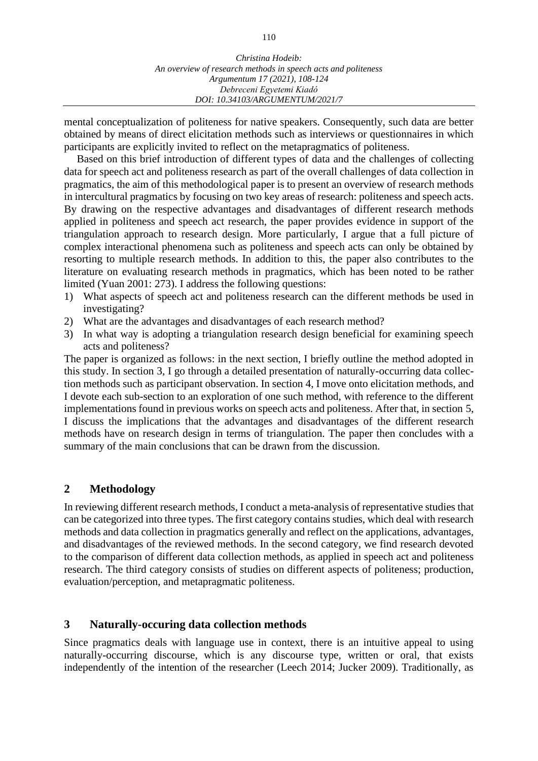mental conceptualization of politeness for native speakers. Consequently, such data are better obtained by means of direct elicitation methods such as interviews or questionnaires in which participants are explicitly invited to reflect on the metapragmatics of politeness.

Based on this brief introduction of different types of data and the challenges of collecting data for speech act and politeness research as part of the overall challenges of data collection in pragmatics, the aim of this methodological paper is to present an overview of research methods in intercultural pragmatics by focusing on two key areas of research: politeness and speech acts. By drawing on the respective advantages and disadvantages of different research methods applied in politeness and speech act research, the paper provides evidence in support of the triangulation approach to research design. More particularly, I argue that a full picture of complex interactional phenomena such as politeness and speech acts can only be obtained by resorting to multiple research methods. In addition to this, the paper also contributes to the literature on evaluating research methods in pragmatics, which has been noted to be rather limited (Yuan 2001: 273). I address the following questions:

1) What aspects of speech act and politeness research can the different methods be used in investigating?
2) What are the advantages and disadvantages of each research method?
3) In what way is adopting a triangulation research design beneficial for examining speech acts and politeness?

The paper is organized as follows: in the next section, I briefly outline the method adopted in this study. In section 3, I go through a detailed presentation of naturally-occurring data collection methods such as participant observation. In section 4, I move onto elicitation methods, and I devote each sub-section to an exploration of one such method, with reference to the different implementations found in previous works on speech acts and politeness. After that, in section 5, I discuss the implications that the advantages and disadvantages of the different research methods have on research design in terms of triangulation. The paper then concludes with a summary of the main conclusions that can be drawn from the discussion.

## 2 Methodology

In reviewing different research methods, I conduct a meta-analysis of representative studies that can be categorized into three types. The first category contains studies, which deal with research methods and data collection in pragmatics generally and reflect on the applications, advantages, and disadvantages of the reviewed methods. In the second category, we find research devoted to the comparison of different data collection methods, as applied in speech act and politeness research. The third category consists of studies on different aspects of politeness; production, evaluation/perception, and metapragmatic politeness.

## 3 Naturally-occuring data collection methods

Since pragmatics deals with language use in context, there is an intuitive appeal to using naturally-occurring discourse, which is any discourse type, written or oral, that exists independently of the intention of the researcher (Leech 2014; Jucker 2009). Traditionally, as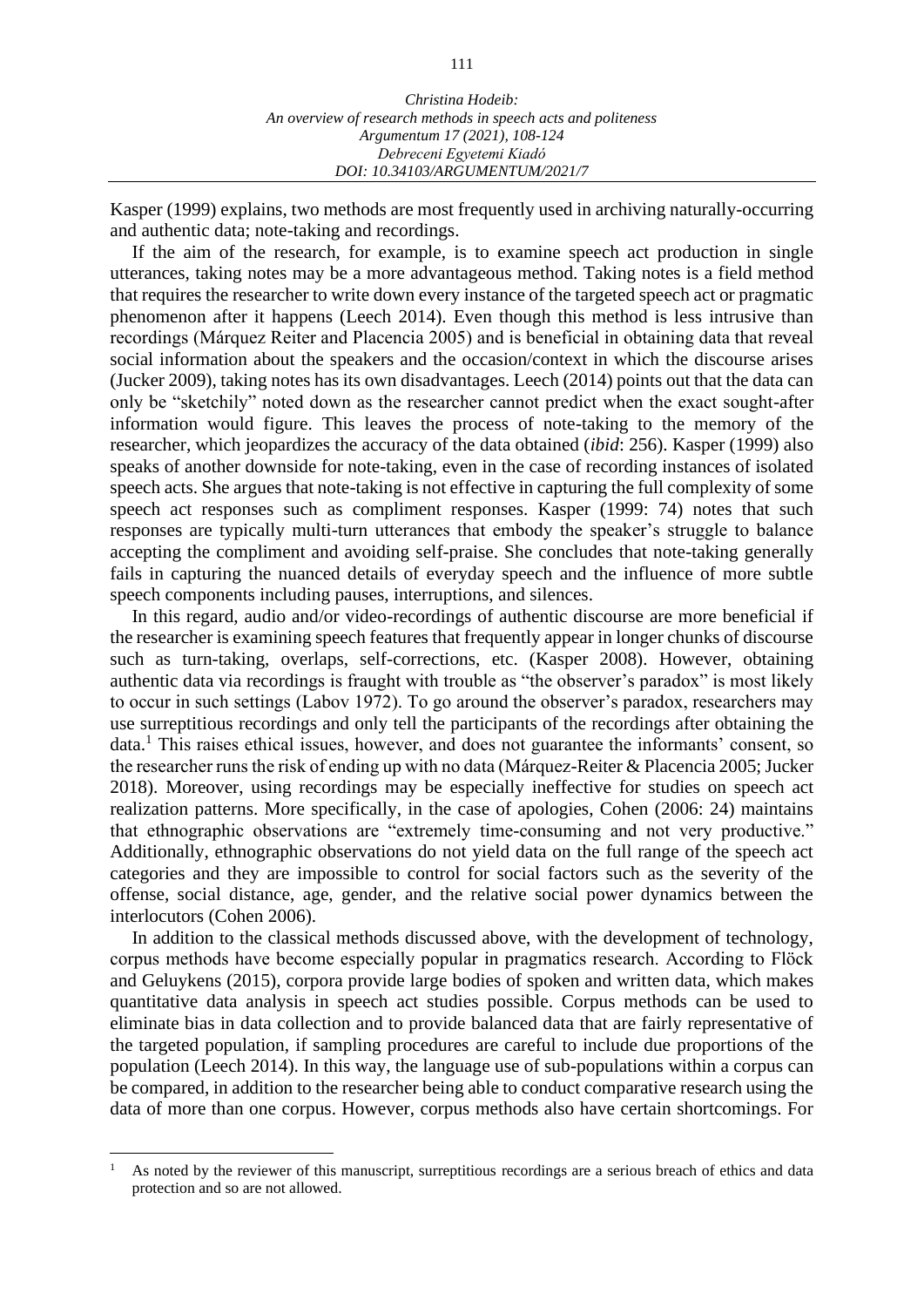Kasper (1999) explains, two methods are most frequently used in archiving naturally-occurring and authentic data; note-taking and recordings.

If the aim of the research, for example, is to examine speech act production in single utterances, taking notes may be a more advantageous method. Taking notes is a field method that requires the researcher to write down every instance of the targeted speech act or pragmatic phenomenon after it happens (Leech 2014). Even though this method is less intrusive than recordings (Márquez Reiter and Placencia 2005) and is beneficial in obtaining data that reveal social information about the speakers and the occasion/context in which the discourse arises (Jucker 2009), taking notes has its own disadvantages. Leech (2014) points out that the data can only be "sketchily" noted down as the researcher cannot predict when the exact sought-after information would figure. This leaves the process of note-taking to the memory of the researcher, which jeopardizes the accuracy of the data obtained (*ibid*: 256). Kasper (1999) also speaks of another downside for note-taking, even in the case of recording instances of isolated speech acts. She argues that note-taking is not effective in capturing the full complexity of some speech act responses such as compliment responses. Kasper (1999: 74) notes that such responses are typically multi-turn utterances that embody the speaker's struggle to balance accepting the compliment and avoiding self-praise. She concludes that note-taking generally fails in capturing the nuanced details of everyday speech and the influence of more subtle speech components including pauses, interruptions, and silences.

In this regard, audio and/or video-recordings of authentic discourse are more beneficial if the researcher is examining speech features that frequently appear in longer chunks of discourse such as turn-taking, overlaps, self-corrections, etc. (Kasper 2008). However, obtaining authentic data via recordings is fraught with trouble as "the observer's paradox" is most likely to occur in such settings (Labov 1972). To go around the observer's paradox, researchers may use surreptitious recordings and only tell the participants of the recordings after obtaining the data.[1] This raises ethical issues, however, and does not guarantee the informants' consent, so the researcher runs the risk of ending up with no data (Márquez-Reiter & Placencia 2005; Jucker 2018). Moreover, using recordings may be especially ineffective for studies on speech act realization patterns. More specifically, in the case of apologies, Cohen (2006: 24) maintains that ethnographic observations are "extremely time-consuming and not very productive." Additionally, ethnographic observations do not yield data on the full range of the speech act categories and they are impossible to control for social factors such as the severity of the offense, social distance, age, gender, and the relative social power dynamics between the interlocutors (Cohen 2006).

In addition to the classical methods discussed above, with the development of technology, corpus methods have become especially popular in pragmatics research. According to Flöck and Geluykens (2015), corpora provide large bodies of spoken and written data, which makes quantitative data analysis in speech act studies possible. Corpus methods can be used to eliminate bias in data collection and to provide balanced data that are fairly representative of the targeted population, if sampling procedures are careful to include due proportions of the population (Leech 2014). In this way, the language use of sub-populations within a corpus can be compared, in addition to the researcher being able to conduct comparative research using the data of more than one corpus. However, corpus methods also have certain shortcomings. For

---

[1] As noted by the reviewer of this manuscript, surreptitious recordings are a serious breach of ethics and data protection and so are not allowed.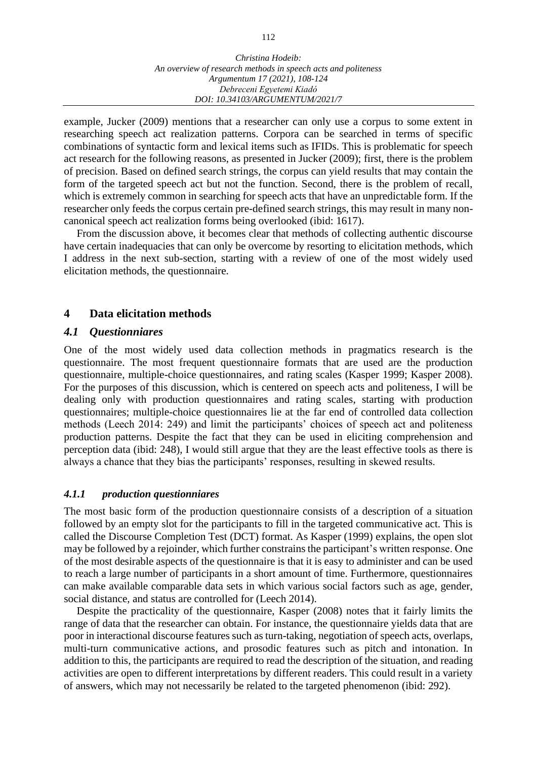example, Jucker (2009) mentions that a researcher can only use a corpus to some extent in researching speech act realization patterns. Corpora can be searched in terms of specific combinations of syntactic form and lexical items such as IFIDs. This is problematic for speech act research for the following reasons, as presented in Jucker (2009); first, there is the problem of precision. Based on defined search strings, the corpus can yield results that may contain the form of the targeted speech act but not the function. Second, there is the problem of recall, which is extremely common in searching for speech acts that have an unpredictable form. If the researcher only feeds the corpus certain pre-defined search strings, this may result in many non-canonical speech act realization forms being overlooked (ibid: 1617).

From the discussion above, it becomes clear that methods of collecting authentic discourse have certain inadequacies that can only be overcome by resorting to elicitation methods, which I address in the next sub-section, starting with a review of one of the most widely used elicitation methods, the questionnaire.

## 4 Data elicitation methods

### *4.1 Questionniares*

One of the most widely used data collection methods in pragmatics research is the questionnaire. The most frequent questionnaire formats that are used are the production questionnaire, multiple-choice questionnaires, and rating scales (Kasper 1999; Kasper 2008). For the purposes of this discussion, which is centered on speech acts and politeness, I will be dealing only with production questionnaires and rating scales, starting with production questionnaires; multiple-choice questionnaires lie at the far end of controlled data collection methods (Leech 2014: 249) and limit the participants' choices of speech act and politeness production patterns. Despite the fact that they can be used in eliciting comprehension and perception data (ibid: 248), I would still argue that they are the least effective tools as there is always a chance that they bias the participants' responses, resulting in skewed results.

#### *4.1.1 production questionniares*

The most basic form of the production questionnaire consists of a description of a situation followed by an empty slot for the participants to fill in the targeted communicative act. This is called the Discourse Completion Test (DCT) format. As Kasper (1999) explains, the open slot may be followed by a rejoinder, which further constrains the participant's written response. One of the most desirable aspects of the questionnaire is that it is easy to administer and can be used to reach a large number of participants in a short amount of time. Furthermore, questionnaires can make available comparable data sets in which various social factors such as age, gender, social distance, and status are controlled for (Leech 2014).

Despite the practicality of the questionnaire, Kasper (2008) notes that it fairly limits the range of data that the researcher can obtain. For instance, the questionnaire yields data that are poor in interactional discourse features such as turn-taking, negotiation of speech acts, overlaps, multi-turn communicative actions, and prosodic features such as pitch and intonation. In addition to this, the participants are required to read the description of the situation, and reading activities are open to different interpretations by different readers. This could result in a variety of answers, which may not necessarily be related to the targeted phenomenon (ibid: 292).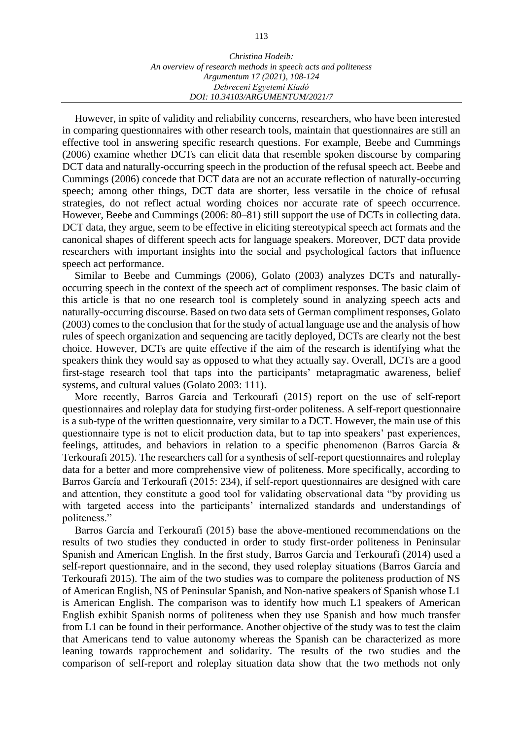However, in spite of validity and reliability concerns, researchers, who have been interested in comparing questionnaires with other research tools, maintain that questionnaires are still an effective tool in answering specific research questions. For example, Beebe and Cummings (2006) examine whether DCTs can elicit data that resemble spoken discourse by comparing DCT data and naturally-occurring speech in the production of the refusal speech act. Beebe and Cummings (2006) concede that DCT data are not an accurate reflection of naturally-occurring speech; among other things, DCT data are shorter, less versatile in the choice of refusal strategies, do not reflect actual wording choices nor accurate rate of speech occurrence. However, Beebe and Cummings (2006: 80–81) still support the use of DCTs in collecting data. DCT data, they argue, seem to be effective in eliciting stereotypical speech act formats and the canonical shapes of different speech acts for language speakers. Moreover, DCT data provide researchers with important insights into the social and psychological factors that influence speech act performance.

Similar to Beebe and Cummings (2006), Golato (2003) analyzes DCTs and naturally-occurring speech in the context of the speech act of compliment responses. The basic claim of this article is that no one research tool is completely sound in analyzing speech acts and naturally-occurring discourse. Based on two data sets of German compliment responses, Golato (2003) comes to the conclusion that for the study of actual language use and the analysis of how rules of speech organization and sequencing are tacitly deployed, DCTs are clearly not the best choice. However, DCTs are quite effective if the aim of the research is identifying what the speakers think they would say as opposed to what they actually say. Overall, DCTs are a good first-stage research tool that taps into the participants' metapragmatic awareness, belief systems, and cultural values (Golato 2003: 111).

More recently, Barros García and Terkourafi (2015) report on the use of self-report questionnaires and roleplay data for studying first-order politeness. A self-report questionnaire is a sub-type of the written questionnaire, very similar to a DCT. However, the main use of this questionnaire type is not to elicit production data, but to tap into speakers' past experiences, feelings, attitudes, and behaviors in relation to a specific phenomenon (Barros García & Terkourafi 2015). The researchers call for a synthesis of self-report questionnaires and roleplay data for a better and more comprehensive view of politeness. More specifically, according to Barros García and Terkourafi (2015: 234), if self-report questionnaires are designed with care and attention, they constitute a good tool for validating observational data "by providing us with targeted access into the participants' internalized standards and understandings of politeness."

Barros García and Terkourafi (2015) base the above-mentioned recommendations on the results of two studies they conducted in order to study first-order politeness in Peninsular Spanish and American English. In the first study, Barros García and Terkourafi (2014) used a self-report questionnaire, and in the second, they used roleplay situations (Barros García and Terkourafi 2015). The aim of the two studies was to compare the politeness production of NS of American English, NS of Peninsular Spanish, and Non-native speakers of Spanish whose L1 is American English. The comparison was to identify how much L1 speakers of American English exhibit Spanish norms of politeness when they use Spanish and how much transfer from L1 can be found in their performance. Another objective of the study was to test the claim that Americans tend to value autonomy whereas the Spanish can be characterized as more leaning towards rapprochement and solidarity. The results of the two studies and the comparison of self-report and roleplay situation data show that the two methods not only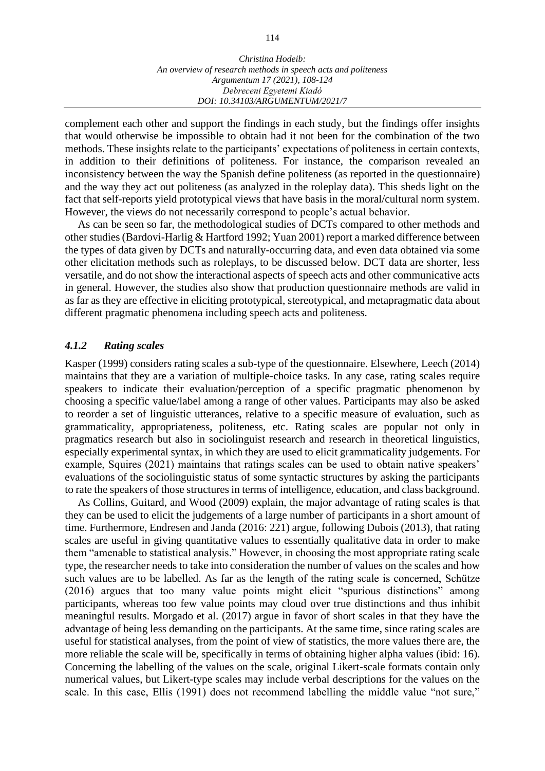complement each other and support the findings in each study, but the findings offer insights that would otherwise be impossible to obtain had it not been for the combination of the two methods. These insights relate to the participants' expectations of politeness in certain contexts, in addition to their definitions of politeness. For instance, the comparison revealed an inconsistency between the way the Spanish define politeness (as reported in the questionnaire) and the way they act out politeness (as analyzed in the roleplay data). This sheds light on the fact that self-reports yield prototypical views that have basis in the moral/cultural norm system. However, the views do not necessarily correspond to people's actual behavior.

As can be seen so far, the methodological studies of DCTs compared to other methods and other studies (Bardovi-Harlig & Hartford 1992; Yuan 2001) report a marked difference between the types of data given by DCTs and naturally-occurring data, and even data obtained via some other elicitation methods such as roleplays, to be discussed below. DCT data are shorter, less versatile, and do not show the interactional aspects of speech acts and other communicative acts in general. However, the studies also show that production questionnaire methods are valid in as far as they are effective in eliciting prototypical, stereotypical, and metapragmatic data about different pragmatic phenomena including speech acts and politeness.

#### *4.1.2 Rating scales*

Kasper (1999) considers rating scales a sub-type of the questionnaire. Elsewhere, Leech (2014) maintains that they are a variation of multiple-choice tasks. In any case, rating scales require speakers to indicate their evaluation/perception of a specific pragmatic phenomenon by choosing a specific value/label among a range of other values. Participants may also be asked to reorder a set of linguistic utterances, relative to a specific measure of evaluation, such as grammaticality, appropriateness, politeness, etc. Rating scales are popular not only in pragmatics research but also in sociolinguist research and research in theoretical linguistics, especially experimental syntax, in which they are used to elicit grammaticality judgements. For example, Squires (2021) maintains that ratings scales can be used to obtain native speakers' evaluations of the sociolinguistic status of some syntactic structures by asking the participants to rate the speakers of those structures in terms of intelligence, education, and class background.

As Collins, Guitard, and Wood (2009) explain, the major advantage of rating scales is that they can be used to elicit the judgements of a large number of participants in a short amount of time. Furthermore, Endresen and Janda (2016: 221) argue, following Dubois (2013), that rating scales are useful in giving quantitative values to essentially qualitative data in order to make them "amenable to statistical analysis." However, in choosing the most appropriate rating scale type, the researcher needs to take into consideration the number of values on the scales and how such values are to be labelled. As far as the length of the rating scale is concerned, Schütze (2016) argues that too many value points might elicit "spurious distinctions" among participants, whereas too few value points may cloud over true distinctions and thus inhibit meaningful results. Morgado et al. (2017) argue in favor of short scales in that they have the advantage of being less demanding on the participants. At the same time, since rating scales are useful for statistical analyses, from the point of view of statistics, the more values there are, the more reliable the scale will be, specifically in terms of obtaining higher alpha values (ibid: 16). Concerning the labelling of the values on the scale, original Likert-scale formats contain only numerical values, but Likert-type scales may include verbal descriptions for the values on the scale. In this case, Ellis (1991) does not recommend labelling the middle value "not sure,"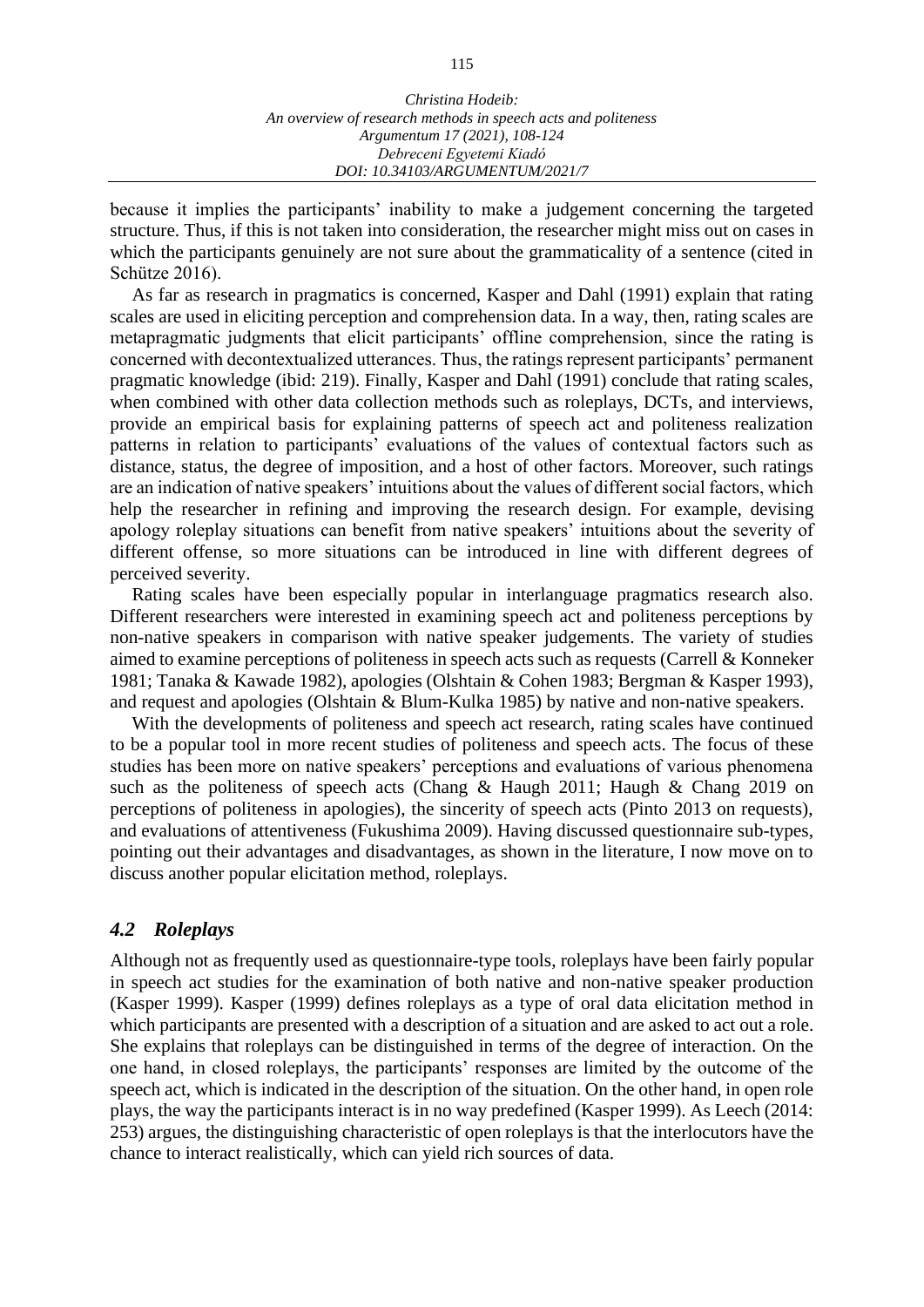because it implies the participants' inability to make a judgement concerning the targeted structure. Thus, if this is not taken into consideration, the researcher might miss out on cases in which the participants genuinely are not sure about the grammaticality of a sentence (cited in Schütze 2016).

As far as research in pragmatics is concerned, Kasper and Dahl (1991) explain that rating scales are used in eliciting perception and comprehension data. In a way, then, rating scales are metapragmatic judgments that elicit participants' offline comprehension, since the rating is concerned with decontextualized utterances. Thus, the ratings represent participants' permanent pragmatic knowledge (ibid: 219). Finally, Kasper and Dahl (1991) conclude that rating scales, when combined with other data collection methods such as roleplays, DCTs, and interviews, provide an empirical basis for explaining patterns of speech act and politeness realization patterns in relation to participants' evaluations of the values of contextual factors such as distance, status, the degree of imposition, and a host of other factors. Moreover, such ratings are an indication of native speakers' intuitions about the values of different social factors, which help the researcher in refining and improving the research design. For example, devising apology roleplay situations can benefit from native speakers' intuitions about the severity of different offense, so more situations can be introduced in line with different degrees of perceived severity.

Rating scales have been especially popular in interlanguage pragmatics research also. Different researchers were interested in examining speech act and politeness perceptions by non-native speakers in comparison with native speaker judgements. The variety of studies aimed to examine perceptions of politeness in speech acts such as requests (Carrell & Konneker 1981; Tanaka & Kawade 1982), apologies (Olshtain & Cohen 1983; Bergman & Kasper 1993), and request and apologies (Olshtain & Blum-Kulka 1985) by native and non-native speakers.

With the developments of politeness and speech act research, rating scales have continued to be a popular tool in more recent studies of politeness and speech acts. The focus of these studies has been more on native speakers' perceptions and evaluations of various phenomena such as the politeness of speech acts (Chang & Haugh 2011; Haugh & Chang 2019 on perceptions of politeness in apologies), the sincerity of speech acts (Pinto 2013 on requests), and evaluations of attentiveness (Fukushima 2009). Having discussed questionnaire sub-types, pointing out their advantages and disadvantages, as shown in the literature, I now move on to discuss another popular elicitation method, roleplays.

### *4.2 Roleplays*

Although not as frequently used as questionnaire-type tools, roleplays have been fairly popular in speech act studies for the examination of both native and non-native speaker production (Kasper 1999). Kasper (1999) defines roleplays as a type of oral data elicitation method in which participants are presented with a description of a situation and are asked to act out a role. She explains that roleplays can be distinguished in terms of the degree of interaction. On the one hand, in closed roleplays, the participants' responses are limited by the outcome of the speech act, which is indicated in the description of the situation. On the other hand, in open role plays, the way the participants interact is in no way predefined (Kasper 1999). As Leech (2014: 253) argues, the distinguishing characteristic of open roleplays is that the interlocutors have the chance to interact realistically, which can yield rich sources of data.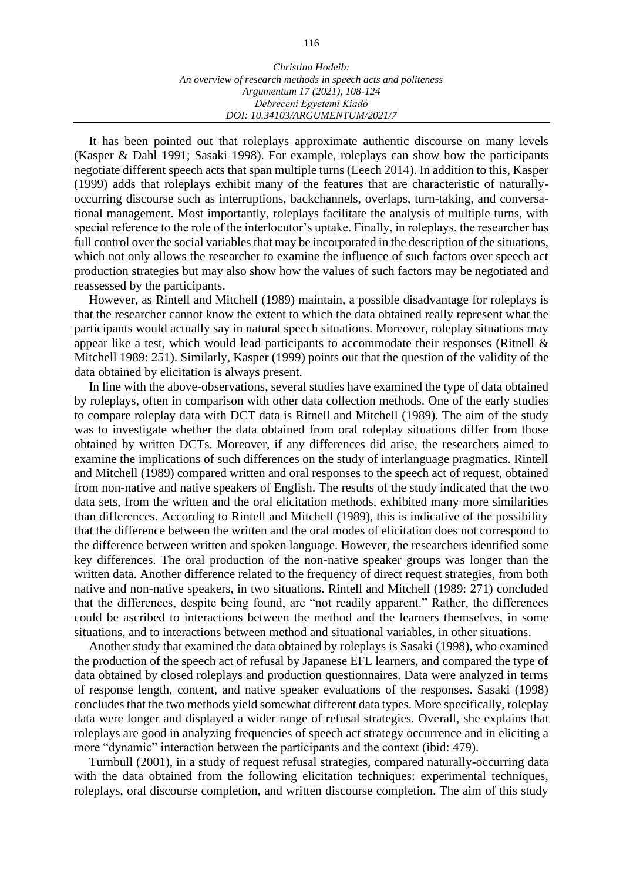It has been pointed out that roleplays approximate authentic discourse on many levels (Kasper & Dahl 1991; Sasaki 1998). For example, roleplays can show how the participants negotiate different speech acts that span multiple turns (Leech 2014). In addition to this, Kasper (1999) adds that roleplays exhibit many of the features that are characteristic of naturally-occurring discourse such as interruptions, backchannels, overlaps, turn-taking, and conversational management. Most importantly, roleplays facilitate the analysis of multiple turns, with special reference to the role of the interlocutor's uptake. Finally, in roleplays, the researcher has full control over the social variables that may be incorporated in the description of the situations, which not only allows the researcher to examine the influence of such factors over speech act production strategies but may also show how the values of such factors may be negotiated and reassessed by the participants.

However, as Rintell and Mitchell (1989) maintain, a possible disadvantage for roleplays is that the researcher cannot know the extent to which the data obtained really represent what the participants would actually say in natural speech situations. Moreover, roleplay situations may appear like a test, which would lead participants to accommodate their responses (Ritnell & Mitchell 1989: 251). Similarly, Kasper (1999) points out that the question of the validity of the data obtained by elicitation is always present.

In line with the above-observations, several studies have examined the type of data obtained by roleplays, often in comparison with other data collection methods. One of the early studies to compare roleplay data with DCT data is Ritnell and Mitchell (1989). The aim of the study was to investigate whether the data obtained from oral roleplay situations differ from those obtained by written DCTs. Moreover, if any differences did arise, the researchers aimed to examine the implications of such differences on the study of interlanguage pragmatics. Rintell and Mitchell (1989) compared written and oral responses to the speech act of request, obtained from non-native and native speakers of English. The results of the study indicated that the two data sets, from the written and the oral elicitation methods, exhibited many more similarities than differences. According to Rintell and Mitchell (1989), this is indicative of the possibility that the difference between the written and the oral modes of elicitation does not correspond to the difference between written and spoken language. However, the researchers identified some key differences. The oral production of the non-native speaker groups was longer than the written data. Another difference related to the frequency of direct request strategies, from both native and non-native speakers, in two situations. Rintell and Mitchell (1989: 271) concluded that the differences, despite being found, are "not readily apparent." Rather, the differences could be ascribed to interactions between the method and the learners themselves, in some situations, and to interactions between method and situational variables, in other situations.

Another study that examined the data obtained by roleplays is Sasaki (1998), who examined the production of the speech act of refusal by Japanese EFL learners, and compared the type of data obtained by closed roleplays and production questionnaires. Data were analyzed in terms of response length, content, and native speaker evaluations of the responses. Sasaki (1998) concludes that the two methods yield somewhat different data types. More specifically, roleplay data were longer and displayed a wider range of refusal strategies. Overall, she explains that roleplays are good in analyzing frequencies of speech act strategy occurrence and in eliciting a more "dynamic" interaction between the participants and the context (ibid: 479).

Turnbull (2001), in a study of request refusal strategies, compared naturally-occurring data with the data obtained from the following elicitation techniques: experimental techniques, roleplays, oral discourse completion, and written discourse completion. The aim of this study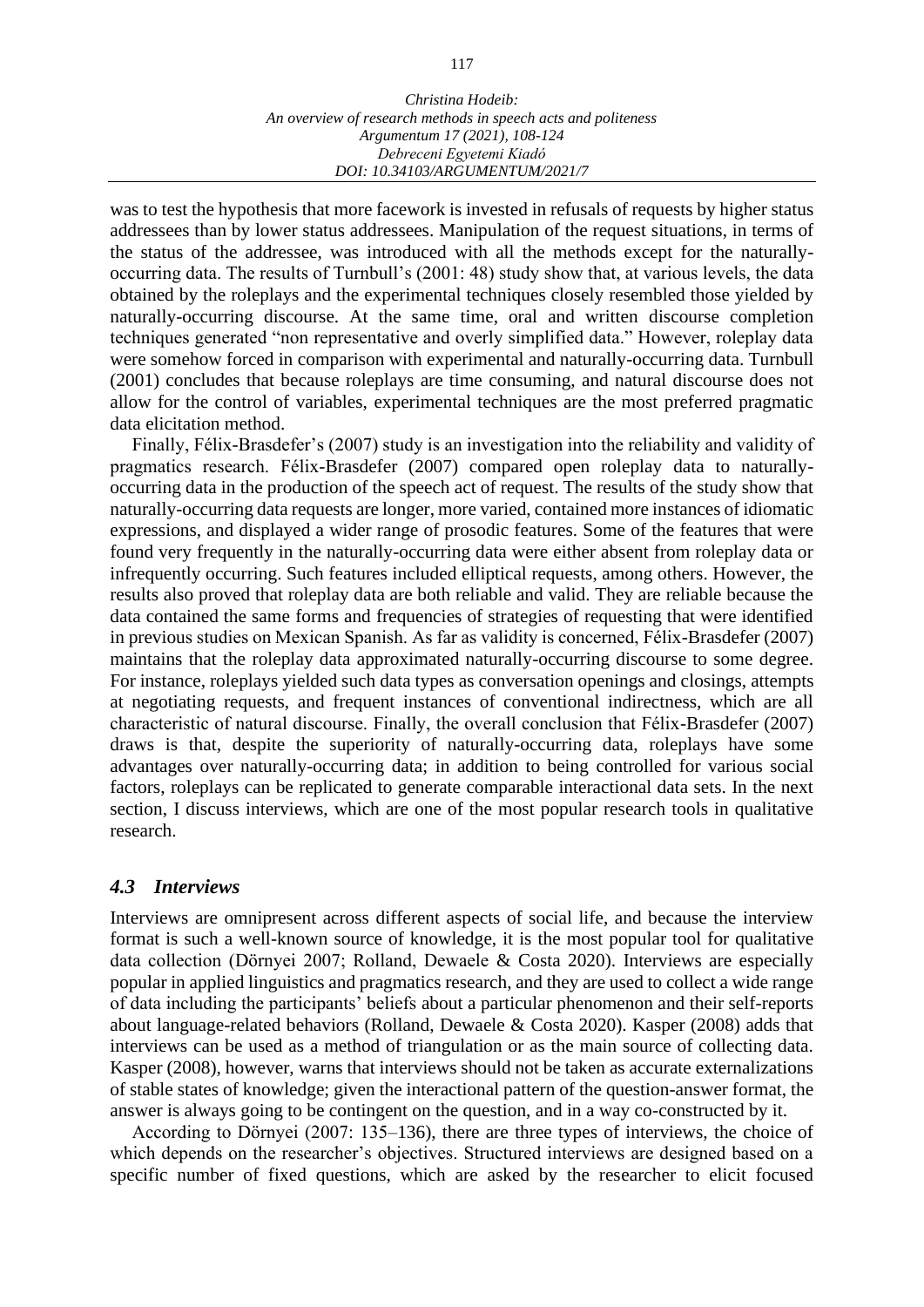was to test the hypothesis that more facework is invested in refusals of requests by higher status addressees than by lower status addressees. Manipulation of the request situations, in terms of the status of the addressee, was introduced with all the methods except for the naturally-occurring data. The results of Turnbull's (2001: 48) study show that, at various levels, the data obtained by the roleplays and the experimental techniques closely resembled those yielded by naturally-occurring discourse. At the same time, oral and written discourse completion techniques generated "non representative and overly simplified data." However, roleplay data were somehow forced in comparison with experimental and naturally-occurring data. Turnbull (2001) concludes that because roleplays are time consuming, and natural discourse does not allow for the control of variables, experimental techniques are the most preferred pragmatic data elicitation method.

Finally, Félix-Brasdefer's (2007) study is an investigation into the reliability and validity of pragmatics research. Félix-Brasdefer (2007) compared open roleplay data to naturally-occurring data in the production of the speech act of request. The results of the study show that naturally-occurring data requests are longer, more varied, contained more instances of idiomatic expressions, and displayed a wider range of prosodic features. Some of the features that were found very frequently in the naturally-occurring data were either absent from roleplay data or infrequently occurring. Such features included elliptical requests, among others. However, the results also proved that roleplay data are both reliable and valid. They are reliable because the data contained the same forms and frequencies of strategies of requesting that were identified in previous studies on Mexican Spanish. As far as validity is concerned, Félix-Brasdefer (2007) maintains that the roleplay data approximated naturally-occurring discourse to some degree. For instance, roleplays yielded such data types as conversation openings and closings, attempts at negotiating requests, and frequent instances of conventional indirectness, which are all characteristic of natural discourse. Finally, the overall conclusion that Félix-Brasdefer (2007) draws is that, despite the superiority of naturally-occurring data, roleplays have some advantages over naturally-occurring data; in addition to being controlled for various social factors, roleplays can be replicated to generate comparable interactional data sets. In the next section, I discuss interviews, which are one of the most popular research tools in qualitative research.

### *4.3 Interviews*

Interviews are omnipresent across different aspects of social life, and because the interview format is such a well-known source of knowledge, it is the most popular tool for qualitative data collection (Dörnyei 2007; Rolland, Dewaele & Costa 2020). Interviews are especially popular in applied linguistics and pragmatics research, and they are used to collect a wide range of data including the participants' beliefs about a particular phenomenon and their self-reports about language-related behaviors (Rolland, Dewaele & Costa 2020). Kasper (2008) adds that interviews can be used as a method of triangulation or as the main source of collecting data. Kasper (2008), however, warns that interviews should not be taken as accurate externalizations of stable states of knowledge; given the interactional pattern of the question-answer format, the answer is always going to be contingent on the question, and in a way co-constructed by it.

According to Dörnyei (2007: 135–136), there are three types of interviews, the choice of which depends on the researcher's objectives. Structured interviews are designed based on a specific number of fixed questions, which are asked by the researcher to elicit focused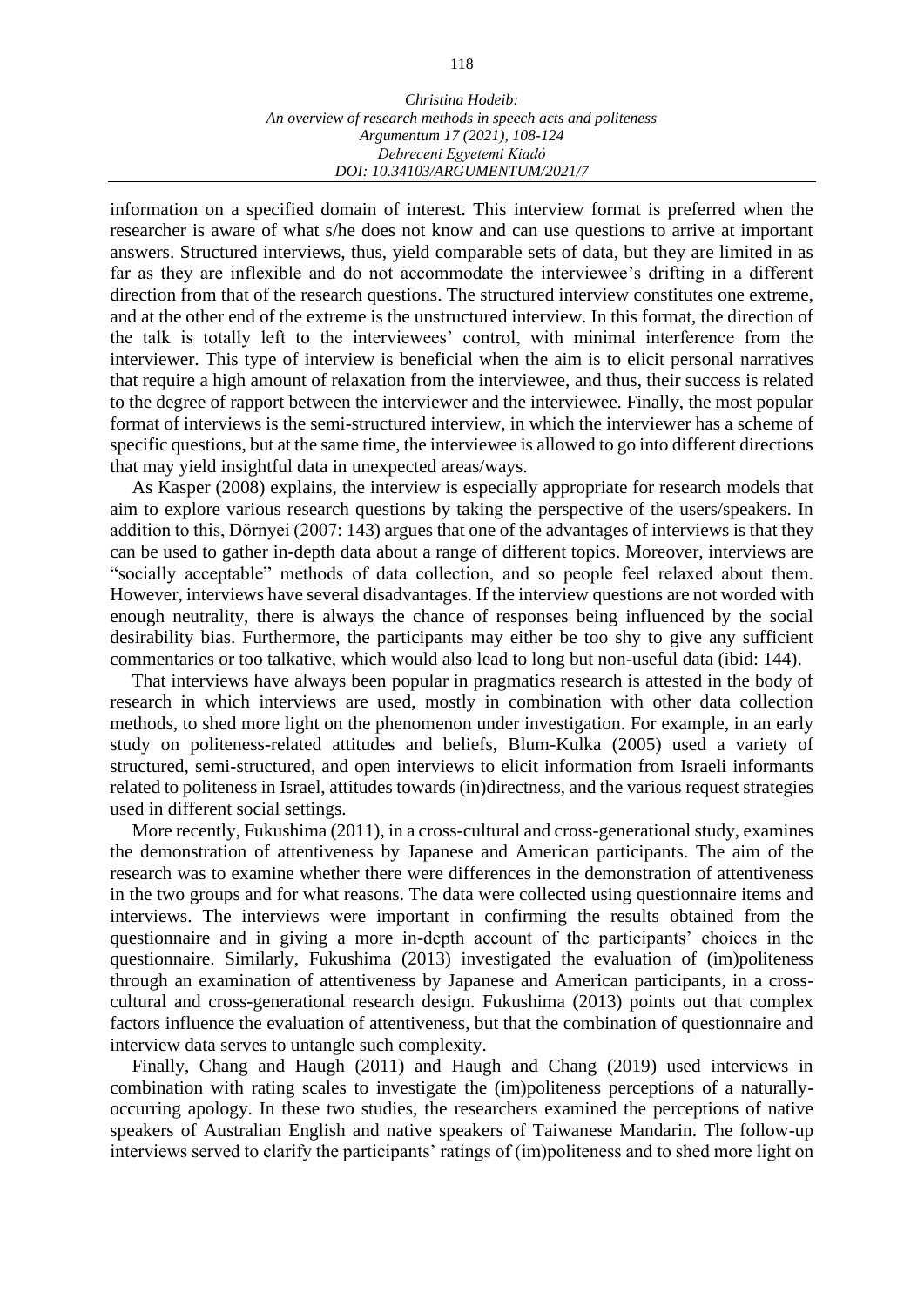information on a specified domain of interest. This interview format is preferred when the researcher is aware of what s/he does not know and can use questions to arrive at important answers. Structured interviews, thus, yield comparable sets of data, but they are limited in as far as they are inflexible and do not accommodate the interviewee's drifting in a different direction from that of the research questions. The structured interview constitutes one extreme, and at the other end of the extreme is the unstructured interview. In this format, the direction of the talk is totally left to the interviewees' control, with minimal interference from the interviewer. This type of interview is beneficial when the aim is to elicit personal narratives that require a high amount of relaxation from the interviewee, and thus, their success is related to the degree of rapport between the interviewer and the interviewee. Finally, the most popular format of interviews is the semi-structured interview, in which the interviewer has a scheme of specific questions, but at the same time, the interviewee is allowed to go into different directions that may yield insightful data in unexpected areas/ways.

As Kasper (2008) explains, the interview is especially appropriate for research models that aim to explore various research questions by taking the perspective of the users/speakers. In addition to this, Dörnyei (2007: 143) argues that one of the advantages of interviews is that they can be used to gather in-depth data about a range of different topics. Moreover, interviews are "socially acceptable" methods of data collection, and so people feel relaxed about them. However, interviews have several disadvantages. If the interview questions are not worded with enough neutrality, there is always the chance of responses being influenced by the social desirability bias. Furthermore, the participants may either be too shy to give any sufficient commentaries or too talkative, which would also lead to long but non-useful data (ibid: 144).

That interviews have always been popular in pragmatics research is attested in the body of research in which interviews are used, mostly in combination with other data collection methods, to shed more light on the phenomenon under investigation. For example, in an early study on politeness-related attitudes and beliefs, Blum-Kulka (2005) used a variety of structured, semi-structured, and open interviews to elicit information from Israeli informants related to politeness in Israel, attitudes towards (in)directness, and the various request strategies used in different social settings.

More recently, Fukushima (2011), in a cross-cultural and cross-generational study, examines the demonstration of attentiveness by Japanese and American participants. The aim of the research was to examine whether there were differences in the demonstration of attentiveness in the two groups and for what reasons. The data were collected using questionnaire items and interviews. The interviews were important in confirming the results obtained from the questionnaire and in giving a more in-depth account of the participants' choices in the questionnaire. Similarly, Fukushima (2013) investigated the evaluation of (im)politeness through an examination of attentiveness by Japanese and American participants, in a cross-cultural and cross-generational research design. Fukushima (2013) points out that complex factors influence the evaluation of attentiveness, but that the combination of questionnaire and interview data serves to untangle such complexity.

Finally, Chang and Haugh (2011) and Haugh and Chang (2019) used interviews in combination with rating scales to investigate the (im)politeness perceptions of a naturally-occurring apology. In these two studies, the researchers examined the perceptions of native speakers of Australian English and native speakers of Taiwanese Mandarin. The follow-up interviews served to clarify the participants' ratings of (im)politeness and to shed more light on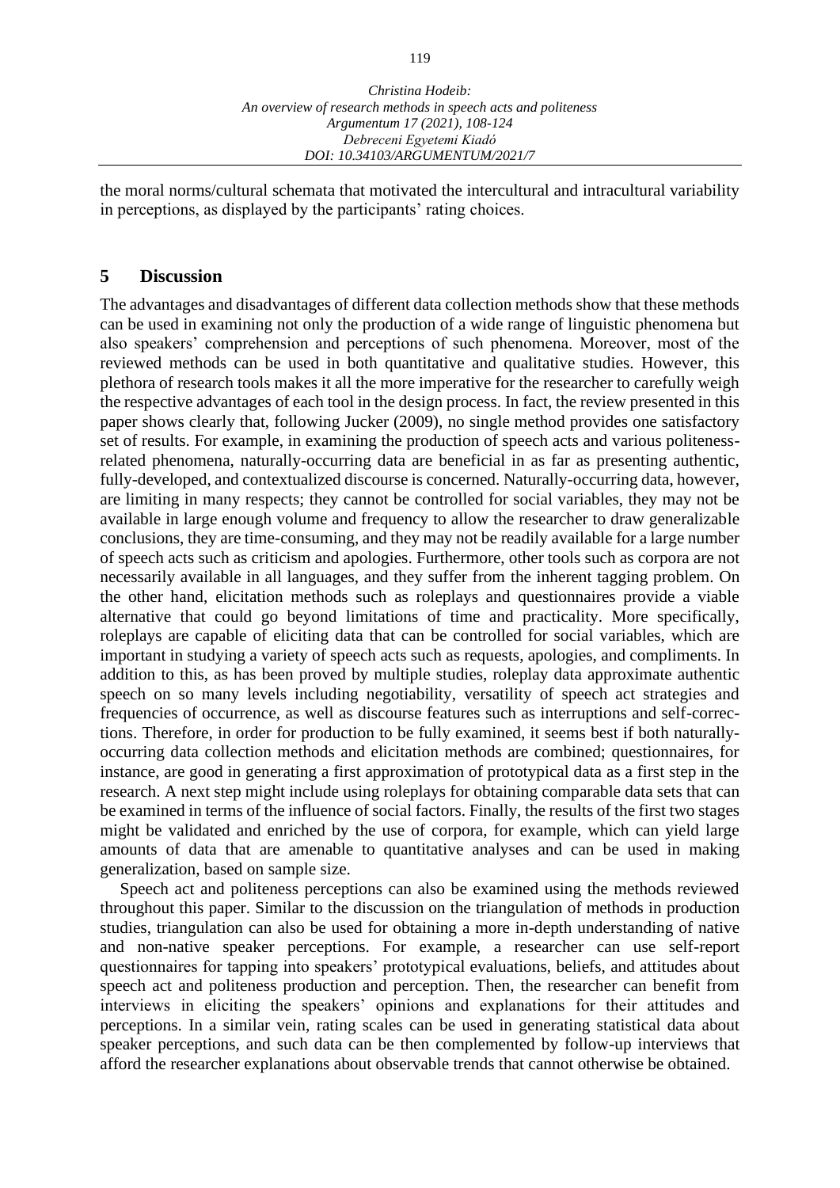the moral norms/cultural schemata that motivated the intercultural and intracultural variability in perceptions, as displayed by the participants' rating choices.

## 5 Discussion

The advantages and disadvantages of different data collection methods show that these methods can be used in examining not only the production of a wide range of linguistic phenomena but also speakers' comprehension and perceptions of such phenomena. Moreover, most of the reviewed methods can be used in both quantitative and qualitative studies. However, this plethora of research tools makes it all the more imperative for the researcher to carefully weigh the respective advantages of each tool in the design process. In fact, the review presented in this paper shows clearly that, following Jucker (2009), no single method provides one satisfactory set of results. For example, in examining the production of speech acts and various politeness-related phenomena, naturally-occurring data are beneficial in as far as presenting authentic, fully-developed, and contextualized discourse is concerned. Naturally-occurring data, however, are limiting in many respects; they cannot be controlled for social variables, they may not be available in large enough volume and frequency to allow the researcher to draw generalizable conclusions, they are time-consuming, and they may not be readily available for a large number of speech acts such as criticism and apologies. Furthermore, other tools such as corpora are not necessarily available in all languages, and they suffer from the inherent tagging problem. On the other hand, elicitation methods such as roleplays and questionnaires provide a viable alternative that could go beyond limitations of time and practicality. More specifically, roleplays are capable of eliciting data that can be controlled for social variables, which are important in studying a variety of speech acts such as requests, apologies, and compliments. In addition to this, as has been proved by multiple studies, roleplay data approximate authentic speech on so many levels including negotiability, versatility of speech act strategies and frequencies of occurrence, as well as discourse features such as interruptions and self-corrections. Therefore, in order for production to be fully examined, it seems best if both naturally-occurring data collection methods and elicitation methods are combined; questionnaires, for instance, are good in generating a first approximation of prototypical data as a first step in the research. A next step might include using roleplays for obtaining comparable data sets that can be examined in terms of the influence of social factors. Finally, the results of the first two stages might be validated and enriched by the use of corpora, for example, which can yield large amounts of data that are amenable to quantitative analyses and can be used in making generalization, based on sample size.

Speech act and politeness perceptions can also be examined using the methods reviewed throughout this paper. Similar to the discussion on the triangulation of methods in production studies, triangulation can also be used for obtaining a more in-depth understanding of native and non-native speaker perceptions. For example, a researcher can use self-report questionnaires for tapping into speakers' prototypical evaluations, beliefs, and attitudes about speech act and politeness production and perception. Then, the researcher can benefit from interviews in eliciting the speakers' opinions and explanations for their attitudes and perceptions. In a similar vein, rating scales can be used in generating statistical data about speaker perceptions, and such data can be then complemented by follow-up interviews that afford the researcher explanations about observable trends that cannot otherwise be obtained.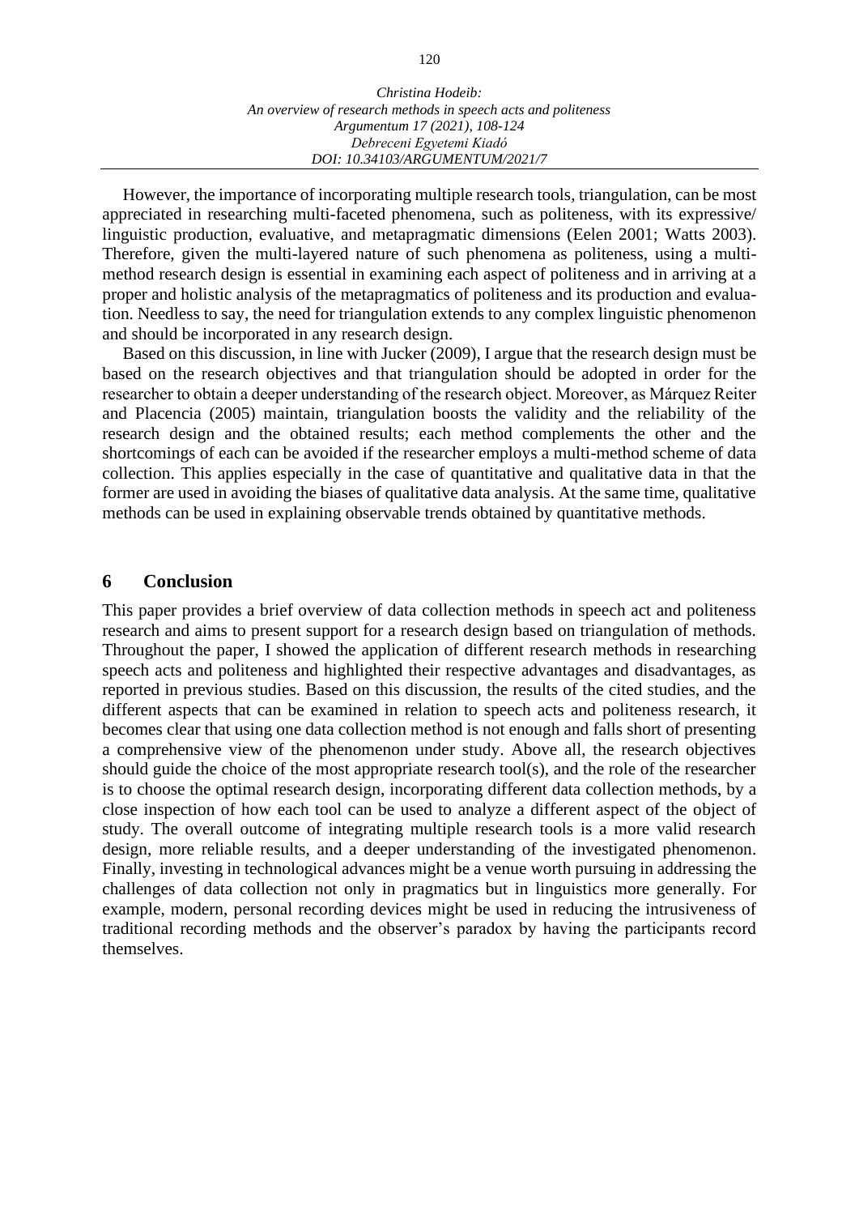However, the importance of incorporating multiple research tools, triangulation, can be most appreciated in researching multi-faceted phenomena, such as politeness, with its expressive/ linguistic production, evaluative, and metapragmatic dimensions (Eelen 2001; Watts 2003). Therefore, given the multi-layered nature of such phenomena as politeness, using a multi-method research design is essential in examining each aspect of politeness and in arriving at a proper and holistic analysis of the metapragmatics of politeness and its production and evaluation. Needless to say, the need for triangulation extends to any complex linguistic phenomenon and should be incorporated in any research design.

Based on this discussion, in line with Jucker (2009), I argue that the research design must be based on the research objectives and that triangulation should be adopted in order for the researcher to obtain a deeper understanding of the research object. Moreover, as Márquez Reiter and Placencia (2005) maintain, triangulation boosts the validity and the reliability of the research design and the obtained results; each method complements the other and the shortcomings of each can be avoided if the researcher employs a multi-method scheme of data collection. This applies especially in the case of quantitative and qualitative data in that the former are used in avoiding the biases of qualitative data analysis. At the same time, qualitative methods can be used in explaining observable trends obtained by quantitative methods.

## 6 Conclusion

This paper provides a brief overview of data collection methods in speech act and politeness research and aims to present support for a research design based on triangulation of methods. Throughout the paper, I showed the application of different research methods in researching speech acts and politeness and highlighted their respective advantages and disadvantages, as reported in previous studies. Based on this discussion, the results of the cited studies, and the different aspects that can be examined in relation to speech acts and politeness research, it becomes clear that using one data collection method is not enough and falls short of presenting a comprehensive view of the phenomenon under study. Above all, the research objectives should guide the choice of the most appropriate research tool(s), and the role of the researcher is to choose the optimal research design, incorporating different data collection methods, by a close inspection of how each tool can be used to analyze a different aspect of the object of study. The overall outcome of integrating multiple research tools is a more valid research design, more reliable results, and a deeper understanding of the investigated phenomenon. Finally, investing in technological advances might be a venue worth pursuing in addressing the challenges of data collection not only in pragmatics but in linguistics more generally. For example, modern, personal recording devices might be used in reducing the intrusiveness of traditional recording methods and the observer's paradox by having the participants record themselves.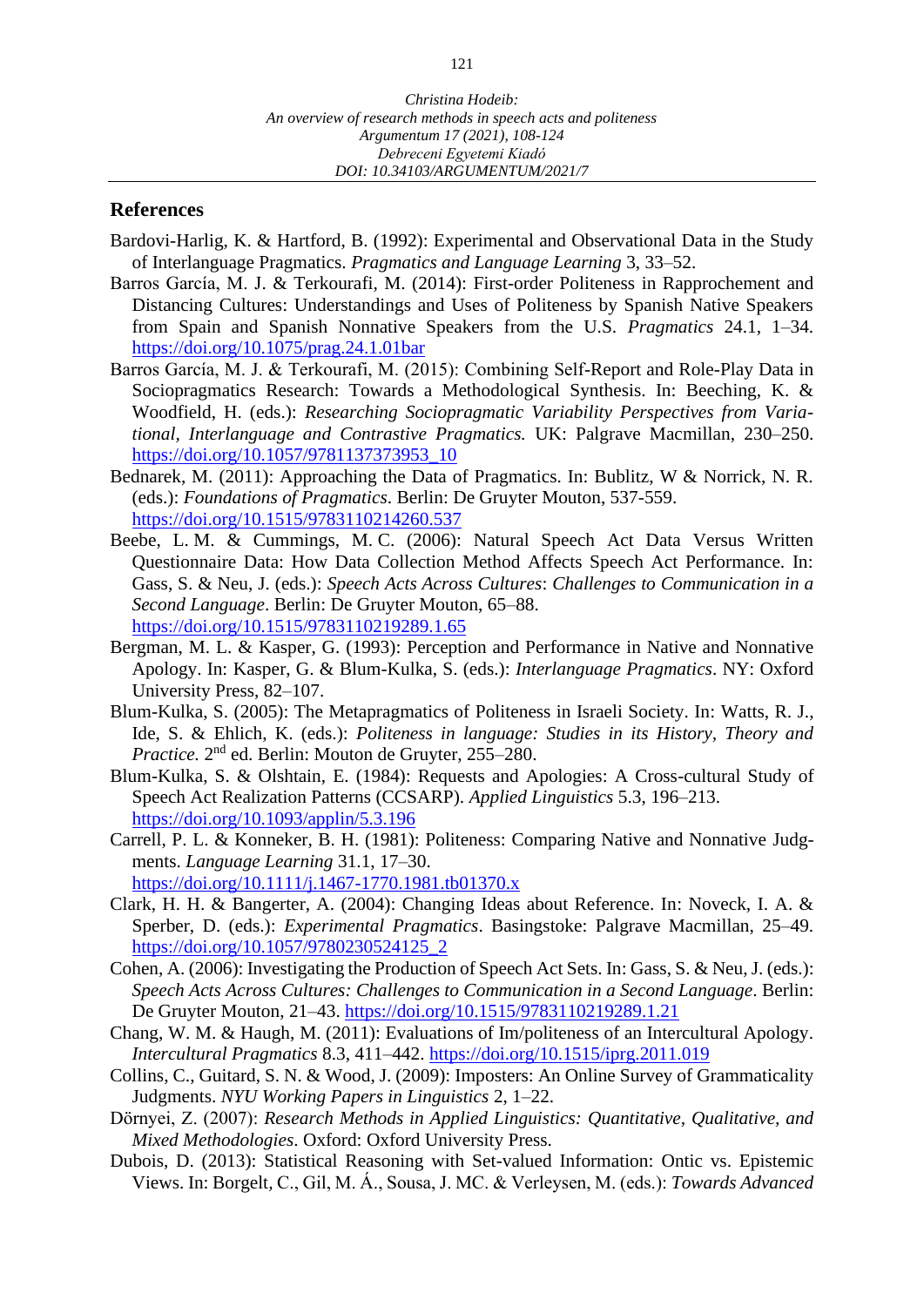## References

Bardovi-Harlig, K. & Hartford, B. (1992): Experimental and Observational Data in the Study of Interlanguage Pragmatics. *Pragmatics and Language Learning* 3, 33–52.

Barros García, M. J. & Terkourafi, M. (2014): First-order Politeness in Rapprochement and Distancing Cultures: Understandings and Uses of Politeness by Spanish Native Speakers from Spain and Spanish Nonnative Speakers from the U.S. *Pragmatics* 24.1, 1–34. https://doi.org/10.1075/prag.24.1.01bar

Barros García, M. J. & Terkourafi, M. (2015): Combining Self-Report and Role-Play Data in Sociopragmatics Research: Towards a Methodological Synthesis. In: Beeching, K. & Woodfield, H. (eds.): *Researching Sociopragmatic Variability Perspectives from Variational, Interlanguage and Contrastive Pragmatics.* UK: Palgrave Macmillan, 230–250. https://doi.org/10.1057/9781137373953_10

Bednarek, M. (2011): Approaching the Data of Pragmatics. In: Bublitz, W & Norrick, N. R. (eds.): *Foundations of Pragmatics*. Berlin: De Gruyter Mouton, 537-559. https://doi.org/10.1515/9783110214260.537

Beebe, L. M. & Cummings, M. C. (2006): Natural Speech Act Data Versus Written Questionnaire Data: How Data Collection Method Affects Speech Act Performance. In: Gass, S. & Neu, J. (eds.): *Speech Acts Across Cultures*: *Challenges to Communication in a Second Language*. Berlin: De Gruyter Mouton, 65–88. https://doi.org/10.1515/9783110219289.1.65

Bergman, M. L. & Kasper, G. (1993): Perception and Performance in Native and Nonnative Apology. In: Kasper, G. & Blum-Kulka, S. (eds.): *Interlanguage Pragmatics*. NY: Oxford University Press, 82–107.

Blum-Kulka, S. (2005): The Metapragmatics of Politeness in Israeli Society. In: Watts, R. J., Ide, S. & Ehlich, K. (eds.): *Politeness in language: Studies in its History, Theory and Practice.* 2nd ed. Berlin: Mouton de Gruyter, 255–280.

Blum-Kulka, S. & Olshtain, E. (1984): Requests and Apologies: A Cross-cultural Study of Speech Act Realization Patterns (CCSARP). *Applied Linguistics* 5.3, 196–213. https://doi.org/10.1093/applin/5.3.196

Carrell, P. L. & Konneker, B. H. (1981): Politeness: Comparing Native and Nonnative Judgments. *Language Learning* 31.1, 17–30. https://doi.org/10.1111/j.1467-1770.1981.tb01370.x

Clark, H. H. & Bangerter, A. (2004): Changing Ideas about Reference. In: Noveck, I. A. & Sperber, D. (eds.): *Experimental Pragmatics*. Basingstoke: Palgrave Macmillan, 25–49. https://doi.org/10.1057/9780230524125_2

Cohen, A. (2006): Investigating the Production of Speech Act Sets. In: Gass, S. & Neu, J. (eds.): *Speech Acts Across Cultures: Challenges to Communication in a Second Language*. Berlin: De Gruyter Mouton, 21–43. https://doi.org/10.1515/9783110219289.1.21

Chang, W. M. & Haugh, M. (2011): Evaluations of Im/politeness of an Intercultural Apology. *Intercultural Pragmatics* 8.3, 411–442. https://doi.org/10.1515/iprg.2011.019

Collins, C., Guitard, S. N. & Wood, J. (2009): Imposters: An Online Survey of Grammaticality Judgments. *NYU Working Papers in Linguistics* 2, 1–22.

Dörnyei, Z. (2007): *Research Methods in Applied Linguistics: Quantitative, Qualitative, and Mixed Methodologies*. Oxford: Oxford University Press.

Dubois, D. (2013): Statistical Reasoning with Set-valued Information: Ontic vs. Epistemic Views. In: Borgelt, C., Gil, M. Á., Sousa, J. MC. & Verleysen, M. (eds.): *Towards Advanced*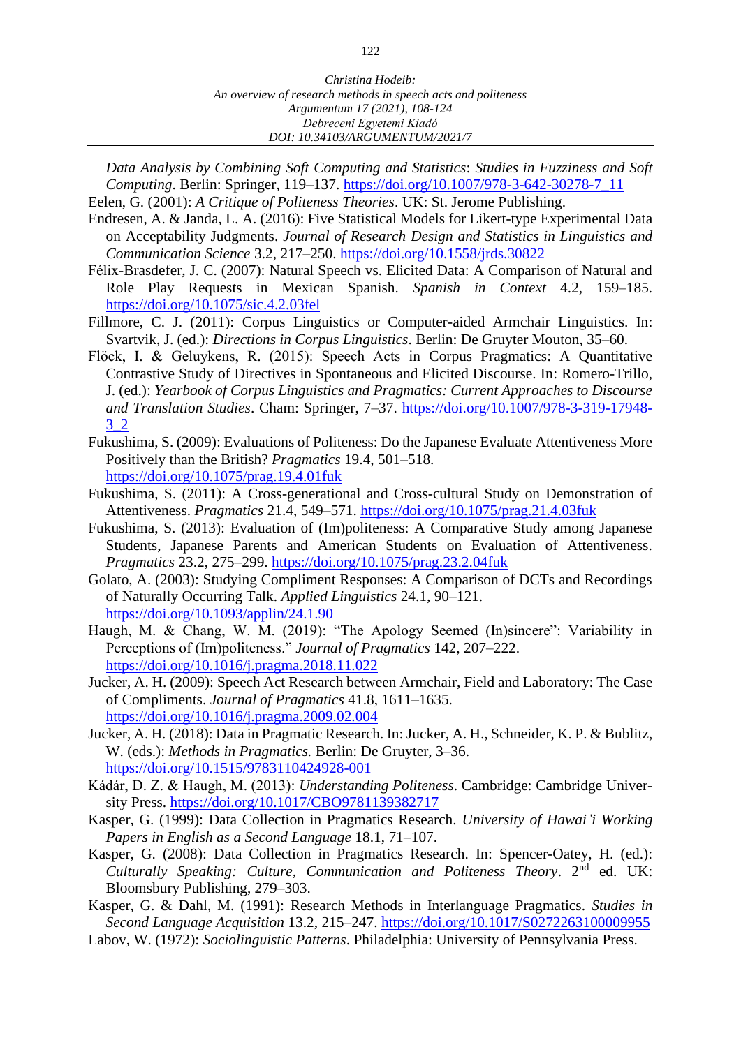*Data Analysis by Combining Soft Computing and Statistics*: *Studies in Fuzziness and Soft Computing*. Berlin: Springer, 119–137. https://doi.org/10.1007/978-3-642-30278-7_11

Eelen, G. (2001): *A Critique of Politeness Theories*. UK: St. Jerome Publishing.

Endresen, A. & Janda, L. A. (2016): Five Statistical Models for Likert-type Experimental Data on Acceptability Judgments. *Journal of Research Design and Statistics in Linguistics and Communication Science* 3.2, 217–250. https://doi.org/10.1558/jrds.30822

Félix-Brasdefer, J. C. (2007): Natural Speech vs. Elicited Data: A Comparison of Natural and Role Play Requests in Mexican Spanish. *Spanish in Context* 4.2, 159–185. https://doi.org/10.1075/sic.4.2.03fel

Fillmore, C. J. (2011): Corpus Linguistics or Computer-aided Armchair Linguistics. In: Svartvik, J. (ed.): *Directions in Corpus Linguistics*. Berlin: De Gruyter Mouton, 35–60.

Flöck, I. & Geluykens, R. (2015): Speech Acts in Corpus Pragmatics: A Quantitative Contrastive Study of Directives in Spontaneous and Elicited Discourse. In: Romero-Trillo, J. (ed.): *Yearbook of Corpus Linguistics and Pragmatics: Current Approaches to Discourse and Translation Studies*. Cham: Springer, 7–37. https://doi.org/10.1007/978-3-319-17948-3_2

Fukushima, S. (2009): Evaluations of Politeness: Do the Japanese Evaluate Attentiveness More Positively than the British? *Pragmatics* 19.4, 501–518. https://doi.org/10.1075/prag.19.4.01fuk

Fukushima, S. (2011): A Cross-generational and Cross-cultural Study on Demonstration of Attentiveness. *Pragmatics* 21.4, 549–571. https://doi.org/10.1075/prag.21.4.03fuk

Fukushima, S. (2013): Evaluation of (Im)politeness: A Comparative Study among Japanese Students, Japanese Parents and American Students on Evaluation of Attentiveness. *Pragmatics* 23.2, 275–299. https://doi.org/10.1075/prag.23.2.04fuk

Golato, A. (2003): Studying Compliment Responses: A Comparison of DCTs and Recordings of Naturally Occurring Talk. *Applied Linguistics* 24.1, 90–121. https://doi.org/10.1093/applin/24.1.90

Haugh, M. & Chang, W. M. (2019): "The Apology Seemed (In)sincere": Variability in Perceptions of (Im)politeness." *Journal of Pragmatics* 142, 207–222. https://doi.org/10.1016/j.pragma.2018.11.022

Jucker, A. H. (2009): Speech Act Research between Armchair, Field and Laboratory: The Case of Compliments. *Journal of Pragmatics* 41.8, 1611–1635. https://doi.org/10.1016/j.pragma.2009.02.004

Jucker, A. H. (2018): Data in Pragmatic Research. In: Jucker, A. H., Schneider, K. P. & Bublitz, W. (eds.): *Methods in Pragmatics.* Berlin: De Gruyter, 3–36. https://doi.org/10.1515/9783110424928-001

Kádár, D. Z. & Haugh, M. (2013): *Understanding Politeness*. Cambridge: Cambridge University Press. https://doi.org/10.1017/CBO9781139382717

Kasper, G. (1999): Data Collection in Pragmatics Research. *University of Hawai'i Working Papers in English as a Second Language* 18.1, 71–107.

Kasper, G. (2008): Data Collection in Pragmatics Research. In: Spencer-Oatey, H. (ed.): *Culturally Speaking: Culture, Communication and Politeness Theory*. 2nd ed. UK: Bloomsbury Publishing, 279–303.

Kasper, G. & Dahl, M. (1991): Research Methods in Interlanguage Pragmatics. *Studies in Second Language Acquisition* 13.2, 215–247. https://doi.org/10.1017/S0272263100009955

Labov, W. (1972): *Sociolinguistic Patterns*. Philadelphia: University of Pennsylvania Press.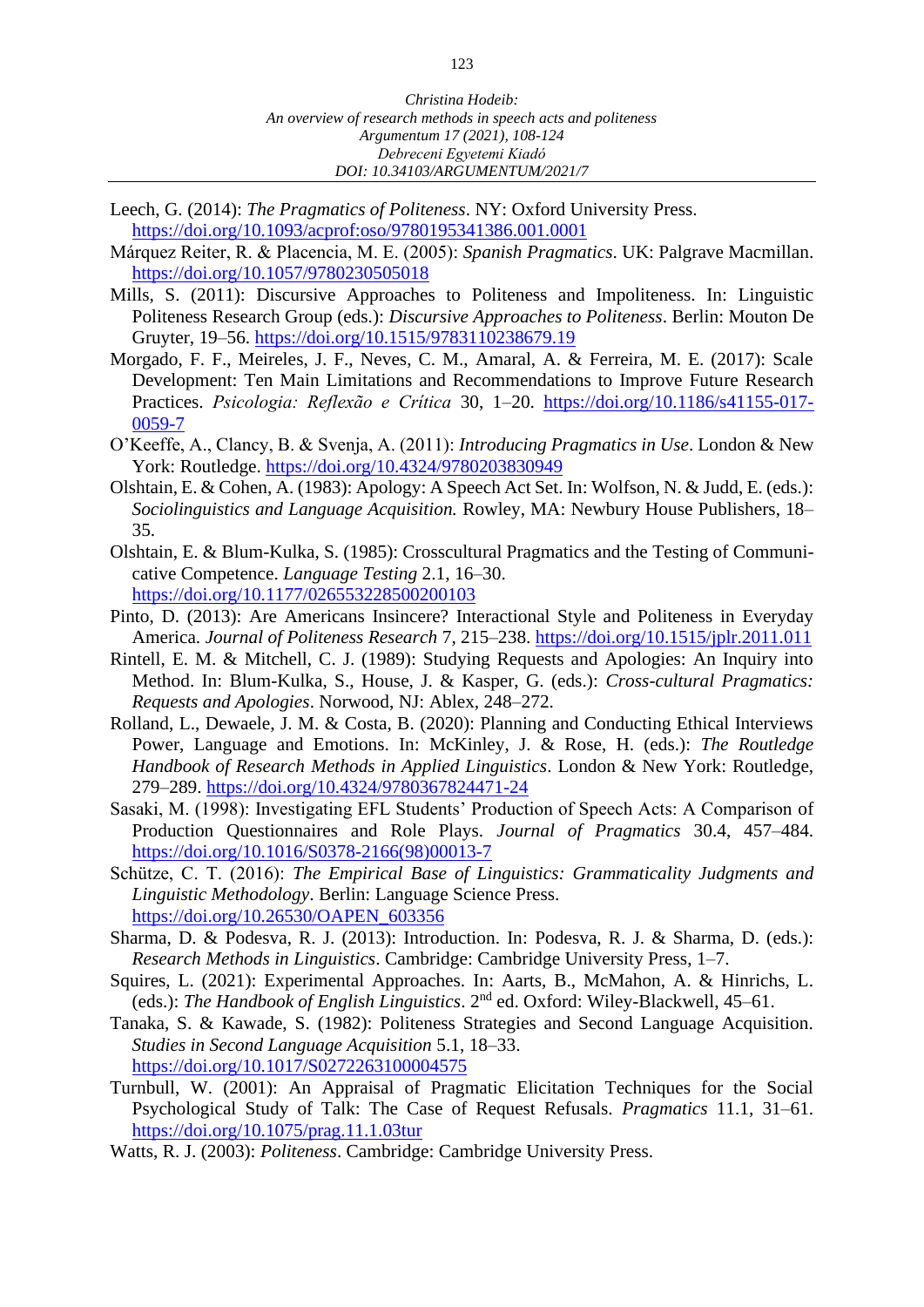Leech, G. (2014): *The Pragmatics of Politeness*. NY: Oxford University Press. https://doi.org/10.1093/acprof:oso/9780195341386.001.0001

Márquez Reiter, R. & Placencia, M. E. (2005): *Spanish Pragmatics*. UK: Palgrave Macmillan. https://doi.org/10.1057/9780230505018

Mills, S. (2011): Discursive Approaches to Politeness and Impoliteness. In: Linguistic Politeness Research Group (eds.): *Discursive Approaches to Politeness*. Berlin: Mouton De Gruyter, 19–56. https://doi.org/10.1515/9783110238679.19

Morgado, F. F., Meireles, J. F., Neves, C. M., Amaral, A. & Ferreira, M. E. (2017): Scale Development: Ten Main Limitations and Recommendations to Improve Future Research Practices. *Psicologia: Reflexão e Crítica* 30, 1–20. https://doi.org/10.1186/s41155-017-0059-7

O'Keeffe, A., Clancy, B. & Svenja, A. (2011): *Introducing Pragmatics in Use*. London & New York: Routledge. https://doi.org/10.4324/9780203830949

Olshtain, E. & Cohen, A. (1983): Apology: A Speech Act Set. In: Wolfson, N. & Judd, E. (eds.): *Sociolinguistics and Language Acquisition.* Rowley, MA: Newbury House Publishers, 18–35.

Olshtain, E. & Blum-Kulka, S. (1985): Crosscultural Pragmatics and the Testing of Communicative Competence. *Language Testing* 2.1, 16–30. https://doi.org/10.1177/026553228500200103

Pinto, D. (2013): Are Americans Insincere? Interactional Style and Politeness in Everyday America. *Journal of Politeness Research* 7, 215–238. https://doi.org/10.1515/jplr.2011.011

Rintell, E. M. & Mitchell, C. J. (1989): Studying Requests and Apologies: An Inquiry into Method. In: Blum-Kulka, S., House, J. & Kasper, G. (eds.): *Cross-cultural Pragmatics: Requests and Apologies*. Norwood, NJ: Ablex, 248–272.

Rolland, L., Dewaele, J. M. & Costa, B. (2020): Planning and Conducting Ethical Interviews Power, Language and Emotions. In: McKinley, J. & Rose, H. (eds.): *The Routledge Handbook of Research Methods in Applied Linguistics*. London & New York: Routledge, 279–289. https://doi.org/10.4324/9780367824471-24

Sasaki, M. (1998): Investigating EFL Students' Production of Speech Acts: A Comparison of Production Questionnaires and Role Plays. *Journal of Pragmatics* 30.4, 457–484. https://doi.org/10.1016/S0378-2166(98)00013-7

Schütze, C. T. (2016): *The Empirical Base of Linguistics: Grammaticality Judgments and Linguistic Methodology*. Berlin: Language Science Press. https://doi.org/10.26530/OAPEN_603356

Sharma, D. & Podesva, R. J. (2013): Introduction. In: Podesva, R. J. & Sharma, D. (eds.): *Research Methods in Linguistics*. Cambridge: Cambridge University Press, 1–7.

Squires, L. (2021): Experimental Approaches. In: Aarts, B., McMahon, A. & Hinrichs, L. (eds.): *The Handbook of English Linguistics*. 2nd ed. Oxford: Wiley-Blackwell, 45–61.

Tanaka, S. & Kawade, S. (1982): Politeness Strategies and Second Language Acquisition. *Studies in Second Language Acquisition* 5.1, 18–33. https://doi.org/10.1017/S0272263100004575

Turnbull, W. (2001): An Appraisal of Pragmatic Elicitation Techniques for the Social Psychological Study of Talk: The Case of Request Refusals. *Pragmatics* 11.1, 31–61. https://doi.org/10.1075/prag.11.1.03tur

Watts, R. J. (2003): *Politeness*. Cambridge: Cambridge University Press.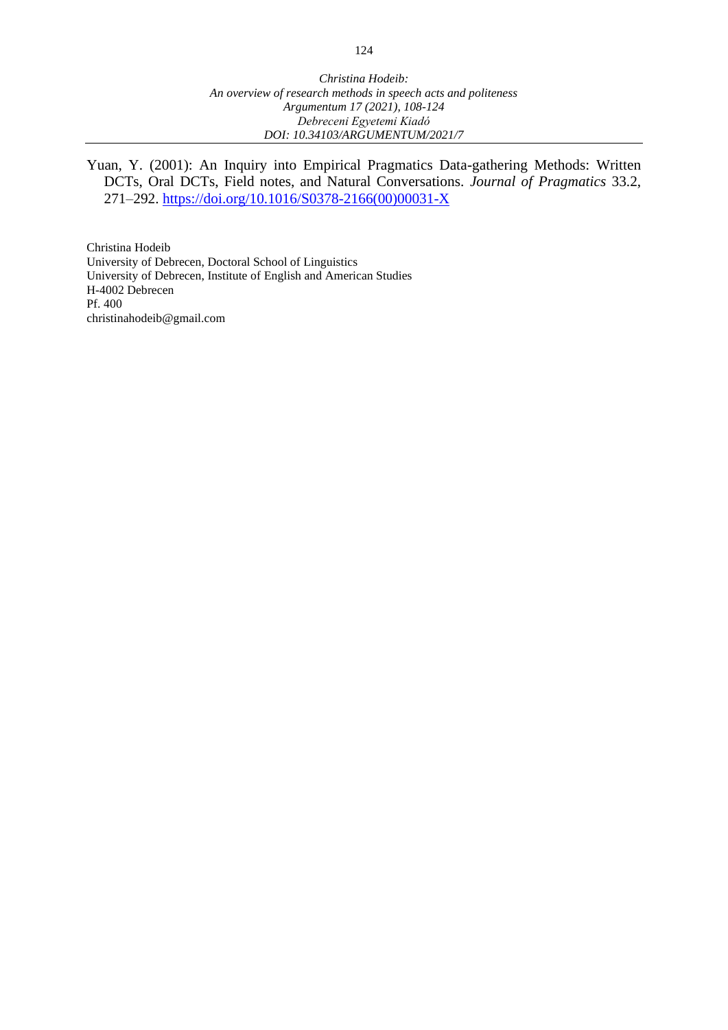Yuan, Y. (2001): An Inquiry into Empirical Pragmatics Data-gathering Methods: Written DCTs, Oral DCTs, Field notes, and Natural Conversations. *Journal of Pragmatics* 33.2, 271–292. https://doi.org/10.1016/S0378-2166(00)00031-X

Christina Hodeib
University of Debrecen, Doctoral School of Linguistics
University of Debrecen, Institute of English and American Studies
H-4002 Debrecen
Pf. 400
christinahodeib@gmail.com